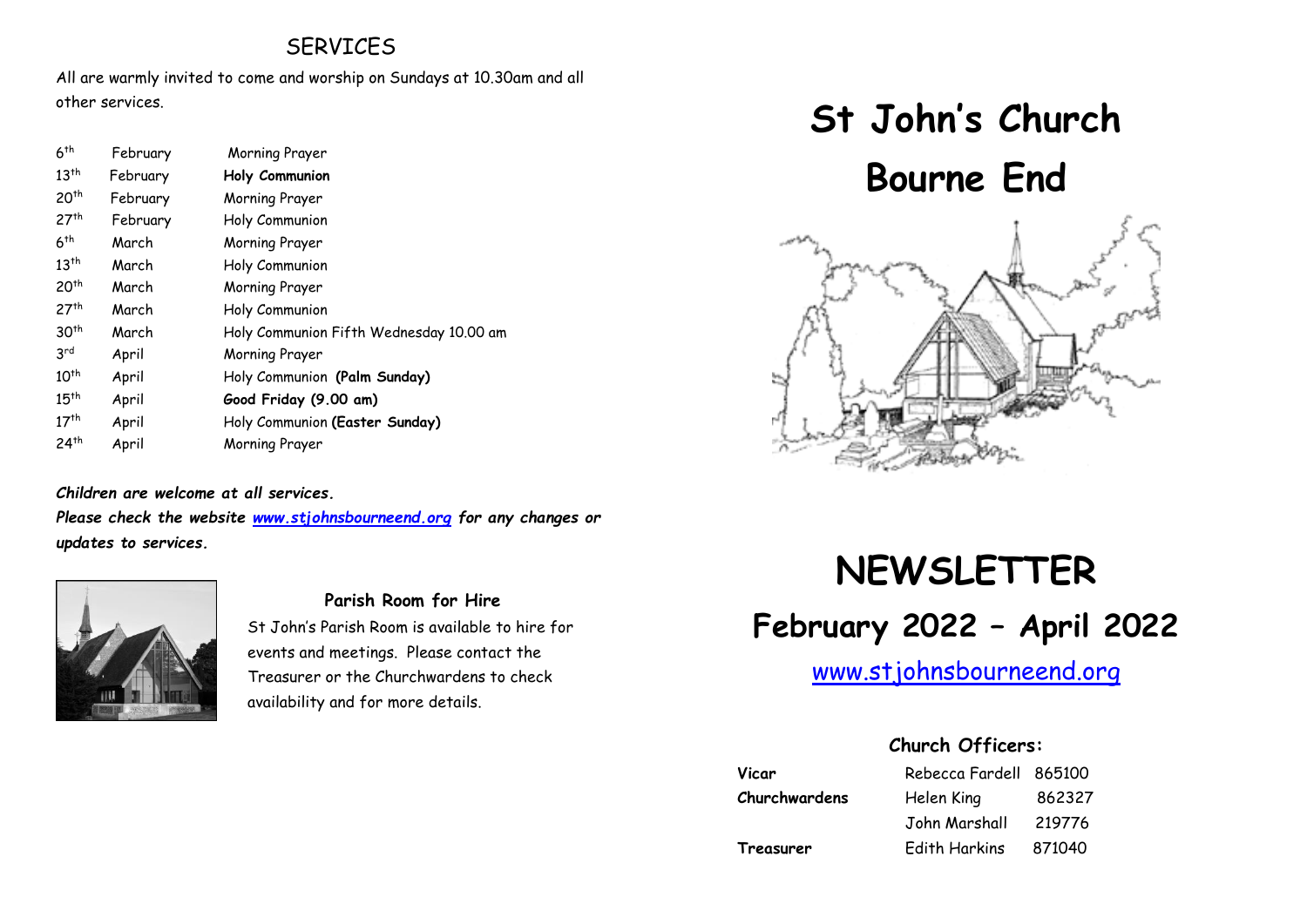## SERVICES

All are warmly invited to come and worship on Sundays at 10.30am and all other services.

| | | |
|---|---|---|
| 6th | February | Morning Prayer |
| 13th | February | **Holy Communion** |
| 20th | February | Morning Prayer |
| 27th | February | Holy Communion |
| 6th | March | Morning Prayer |
| 13th | March | Holy Communion |
| 20th | March | Morning Prayer |
| 27th | March | Holy Communion |
| 30th | March | Holy Communion Fifth Wednesday 10.00 am |
| 3rd | April | Morning Prayer |
| 10th | April | Holy Communion **(Palm Sunday)** |
| 15th | April | **Good Friday (9.00 am)** |
| 17th | April | Holy Communion **(Easter Sunday)** |
| 24th | April | Morning Prayer |

***Children are welcome at all services.***

***Please check the website [www.stjohnsbourneend.org](http://www.stjohnsbourneend.org) for any changes or updates to services.***

**Parish Room for Hire**

St John's Parish Room is available to hire for events and meetings. Please contact the Treasurer or the Churchwardens to check availability and for more details.

# St John's Church Bourne End

# NEWSLETTER

## February 2022 – April 2022

[www.stjohnsbourneend.org](http://www.stjohnsbourneend.org)

### Church Officers:

| | | |
|---|---|---|
| **Vicar** | Rebecca Fardell | 865100 |
| **Churchwardens** | Helen King | 862327 |
| | John Marshall | 219776 |
| **Treasurer** | Edith Harkins | 871040 |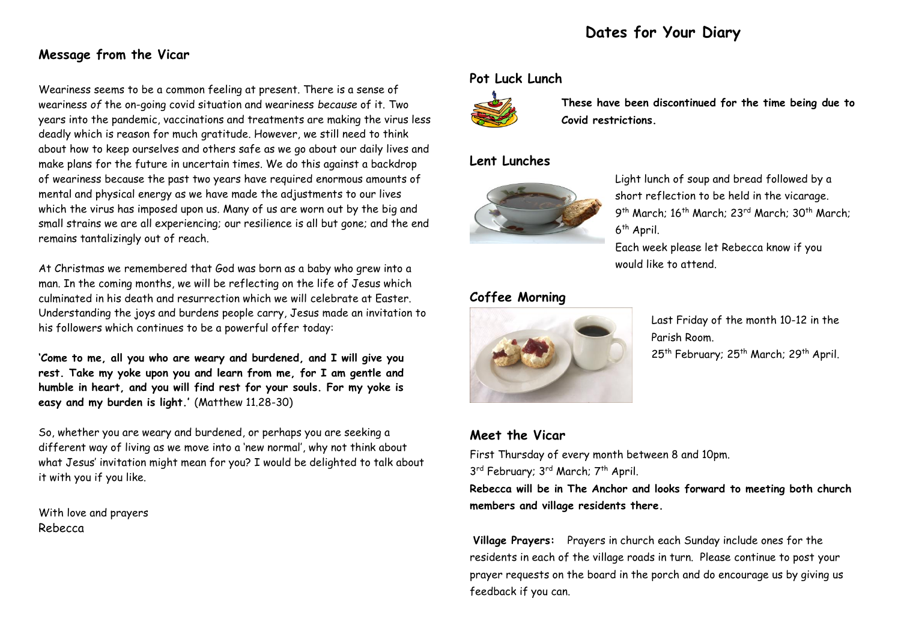## Message from the Vicar

Weariness seems to be a common feeling at present. There is a sense of weariness *of* the on-going covid situation and weariness *because* of it. Two years into the pandemic, vaccinations and treatments are making the virus less deadly which is reason for much gratitude. However, we still need to think about how to keep ourselves and others safe as we go about our daily lives and make plans for the future in uncertain times. We do this against a backdrop of weariness because the past two years have required enormous amounts of mental and physical energy as we have made the adjustments to our lives which the virus has imposed upon us. Many of us are worn out by the big and small strains we are all experiencing; our resilience is all but gone; and the end remains tantalizingly out of reach.

At Christmas we remembered that God was born as a baby who grew into a man. In the coming months, we will be reflecting on the life of Jesus which culminated in his death and resurrection which we will celebrate at Easter. Understanding the joys and burdens people carry, Jesus made an invitation to his followers which continues to be a powerful offer today:

**'Come to me, all you who are weary and burdened, and I will give you rest. Take my yoke upon you and learn from me, for I am gentle and humble in heart, and you will find rest for your souls. For my yoke is easy and my burden is light.'** (Matthew 11.28-30)

So, whether you are weary and burdened, or perhaps you are seeking a different way of living as we move into a 'new normal', why not think about what Jesus' invitation might mean for you? I would be delighted to talk about it with you if you like.

With love and prayers
Rebecca

# Dates for Your Diary

## Pot Luck Lunch

**These have been discontinued for the time being due to Covid restrictions.**

## Lent Lunches

Light lunch of soup and bread followed by a short reflection to be held in the vicarage.
9th March; 16th March; 23rd March; 30th March; 6th April.
Each week please let Rebecca know if you would like to attend.

## Coffee Morning

Last Friday of the month 10-12 in the Parish Room.
25th February; 25th March; 29th April.

## Meet the Vicar

First Thursday of every month between 8 and 10pm.
3rd February; 3rd March; 7th April.
**Rebecca will be in The Anchor and looks forward to meeting both church members and village residents there.**

**Village Prayers:** Prayers in church each Sunday include ones for the residents in each of the village roads in turn. Please continue to post your prayer requests on the board in the porch and do encourage us by giving us feedback if you can.